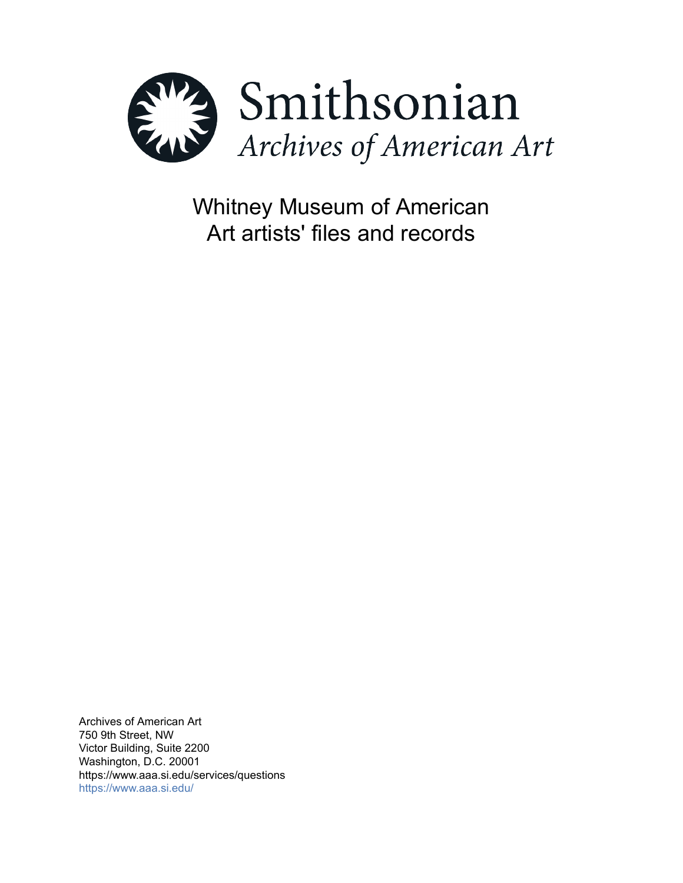# Smithsonian
## *Archives of American Art*

# Whitney Museum of American Art artists' files and records

Archives of American Art
750 9th Street, NW
Victor Building, Suite 2200
Washington, D.C. 20001
https://www.aaa.si.edu/services/questions
https://www.aaa.si.edu/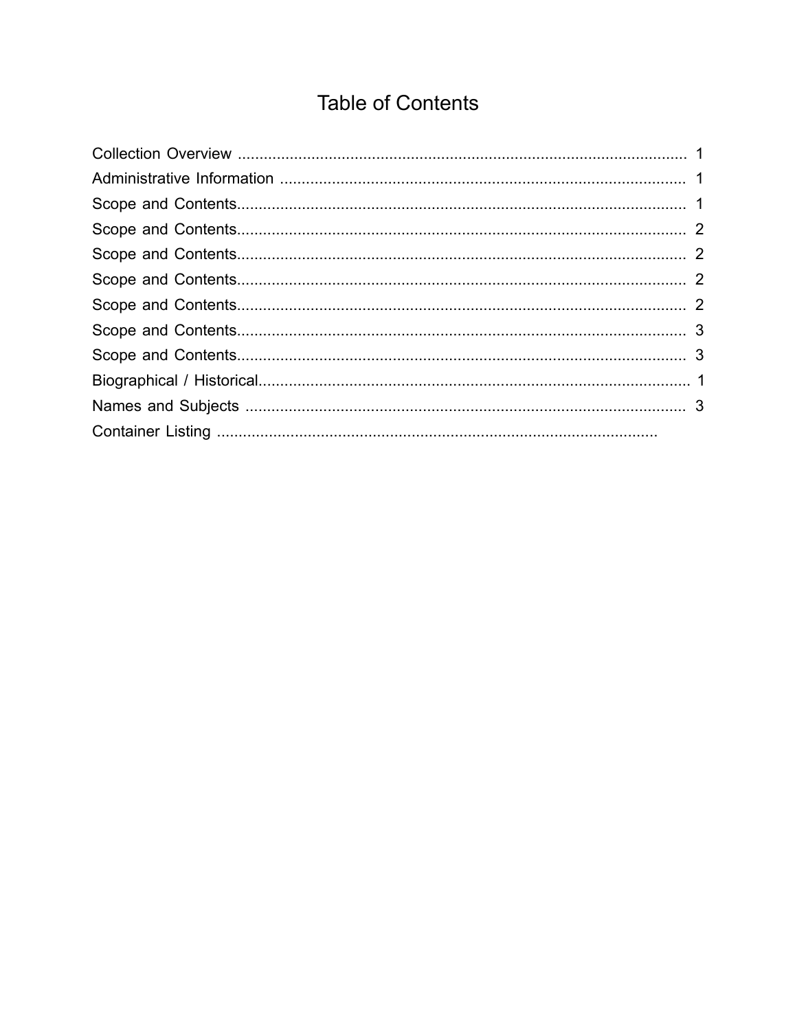# Table of Contents

Collection Overview ........................................................................................................ 1
Administrative Information .............................................................................................. 1
Scope and Contents........................................................................................................ 1
Scope and Contents........................................................................................................ 2
Scope and Contents........................................................................................................ 2
Scope and Contents........................................................................................................ 2
Scope and Contents........................................................................................................ 2
Scope and Contents........................................................................................................ 3
Scope and Contents........................................................................................................ 3
Biographical / Historical.................................................................................................... 1
Names and Subjects ...................................................................................................... 3
Container Listing ......................................................................................................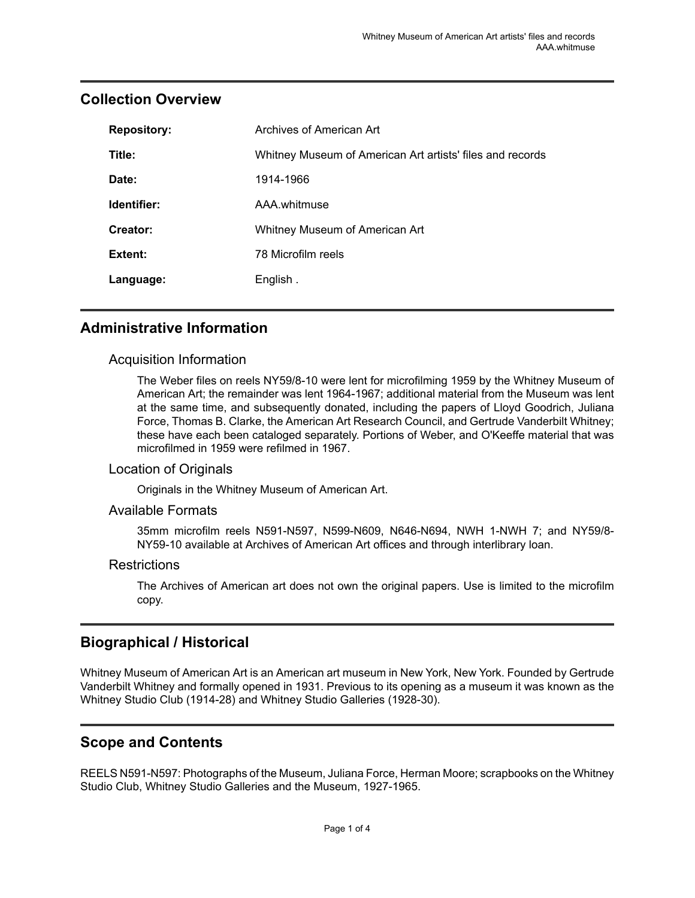## Collection Overview

| | |
|---|---|
| **Repository:** | Archives of American Art |
| **Title:** | Whitney Museum of American Art artists' files and records |
| **Date:** | 1914-1966 |
| **Identifier:** | AAA.whitmuse |
| **Creator:** | Whitney Museum of American Art |
| **Extent:** | 78 Microfilm reels |
| **Language:** | English . |

## Administrative Information

### Acquisition Information

The Weber files on reels NY59/8-10 were lent for microfilming 1959 by the Whitney Museum of American Art; the remainder was lent 1964-1967; additional material from the Museum was lent at the same time, and subsequently donated, including the papers of Lloyd Goodrich, Juliana Force, Thomas B. Clarke, the American Art Research Council, and Gertrude Vanderbilt Whitney; these have each been cataloged separately. Portions of Weber, and O'Keeffe material that was microfilmed in 1959 were refilmed in 1967.

### Location of Originals

Originals in the Whitney Museum of American Art.

### Available Formats

35mm microfilm reels N591-N597, N599-N609, N646-N694, NWH 1-NWH 7; and NY59/8-NY59-10 available at Archives of American Art offices and through interlibrary loan.

### Restrictions

The Archives of American art does not own the original papers. Use is limited to the microfilm copy.

## Biographical / Historical

Whitney Museum of American Art is an American art museum in New York, New York. Founded by Gertrude Vanderbilt Whitney and formally opened in 1931. Previous to its opening as a museum it was known as the Whitney Studio Club (1914-28) and Whitney Studio Galleries (1928-30).

## Scope and Contents

REELS N591-N597: Photographs of the Museum, Juliana Force, Herman Moore; scrapbooks on the Whitney Studio Club, Whitney Studio Galleries and the Museum, 1927-1965.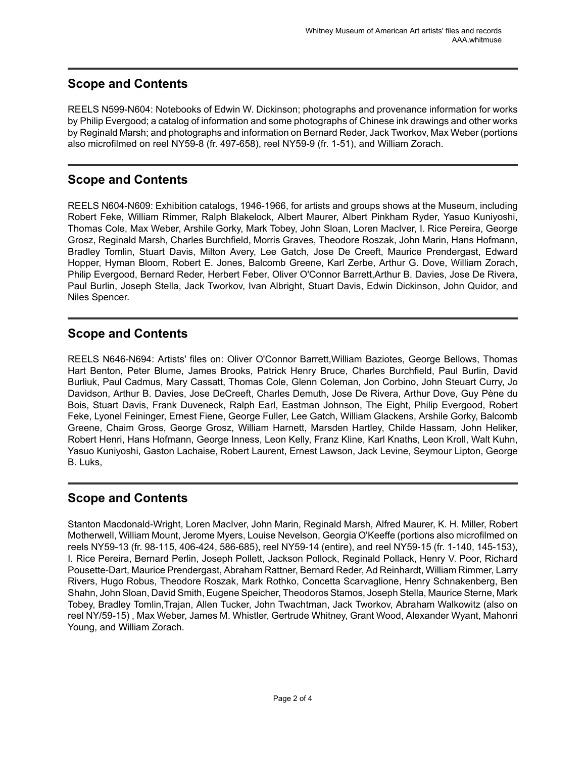## Scope and Contents

REELS N599-N604: Notebooks of Edwin W. Dickinson; photographs and provenance information for works by Philip Evergood; a catalog of information and some photographs of Chinese ink drawings and other works by Reginald Marsh; and photographs and information on Bernard Reder, Jack Tworkov, Max Weber (portions also microfilmed on reel NY59-8 (fr. 497-658), reel NY59-9 (fr. 1-51), and William Zorach.

## Scope and Contents

REELS N604-N609: Exhibition catalogs, 1946-1966, for artists and groups shows at the Museum, including Robert Feke, William Rimmer, Ralph Blakelock, Albert Maurer, Albert Pinkham Ryder, Yasuo Kuniyoshi, Thomas Cole, Max Weber, Arshile Gorky, Mark Tobey, John Sloan, Loren MacIver, I. Rice Pereira, George Grosz, Reginald Marsh, Charles Burchfield, Morris Graves, Theodore Roszak, John Marin, Hans Hofmann, Bradley Tomlin, Stuart Davis, Milton Avery, Lee Gatch, Jose De Creeft, Maurice Prendergast, Edward Hopper, Hyman Bloom, Robert E. Jones, Balcomb Greene, Karl Zerbe, Arthur G. Dove, William Zorach, Philip Evergood, Bernard Reder, Herbert Feber, Oliver O'Connor Barrett,Arthur B. Davies, Jose De Rivera, Paul Burlin, Joseph Stella, Jack Tworkov, Ivan Albright, Stuart Davis, Edwin Dickinson, John Quidor, and Niles Spencer.

## Scope and Contents

REELS N646-N694: Artists' files on: Oliver O'Connor Barrett,William Baziotes, George Bellows, Thomas Hart Benton, Peter Blume, James Brooks, Patrick Henry Bruce, Charles Burchfield, Paul Burlin, David Burliuk, Paul Cadmus, Mary Cassatt, Thomas Cole, Glenn Coleman, Jon Corbino, John Steuart Curry, Jo Davidson, Arthur B. Davies, Jose DeCreeft, Charles Demuth, Jose De Rivera, Arthur Dove, Guy Pène du Bois, Stuart Davis, Frank Duveneck, Ralph Earl, Eastman Johnson, The Eight, Philip Evergood, Robert Feke, Lyonel Feininger, Ernest Fiene, George Fuller, Lee Gatch, William Glackens, Arshile Gorky, Balcomb Greene, Chaim Gross, George Grosz, William Harnett, Marsden Hartley, Childe Hassam, John Heliker, Robert Henri, Hans Hofmann, George Inness, Leon Kelly, Franz Kline, Karl Knaths, Leon Kroll, Walt Kuhn, Yasuo Kuniyoshi, Gaston Lachaise, Robert Laurent, Ernest Lawson, Jack Levine, Seymour Lipton, George B. Luks,

## Scope and Contents

Stanton Macdonald-Wright, Loren MacIver, John Marin, Reginald Marsh, Alfred Maurer, K. H. Miller, Robert Motherwell, William Mount, Jerome Myers, Louise Nevelson, Georgia O'Keeffe (portions also microfilmed on reels NY59-13 (fr. 98-115, 406-424, 586-685), reel NY59-14 (entire), and reel NY59-15 (fr. 1-140, 145-153), I. Rice Pereira, Bernard Perlin, Joseph Pollett, Jackson Pollock, Reginald Pollack, Henry V. Poor, Richard Pousette-Dart, Maurice Prendergast, Abraham Rattner, Bernard Reder, Ad Reinhardt, William Rimmer, Larry Rivers, Hugo Robus, Theodore Roszak, Mark Rothko, Concetta Scarvaglione, Henry Schnakenberg, Ben Shahn, John Sloan, David Smith, Eugene Speicher, Theodoros Stamos, Joseph Stella, Maurice Sterne, Mark Tobey, Bradley Tomlin,Trajan, Allen Tucker, John Twachtman, Jack Tworkov, Abraham Walkowitz (also on reel NY/59-15) , Max Weber, James M. Whistler, Gertrude Whitney, Grant Wood, Alexander Wyant, Mahonri Young, and William Zorach.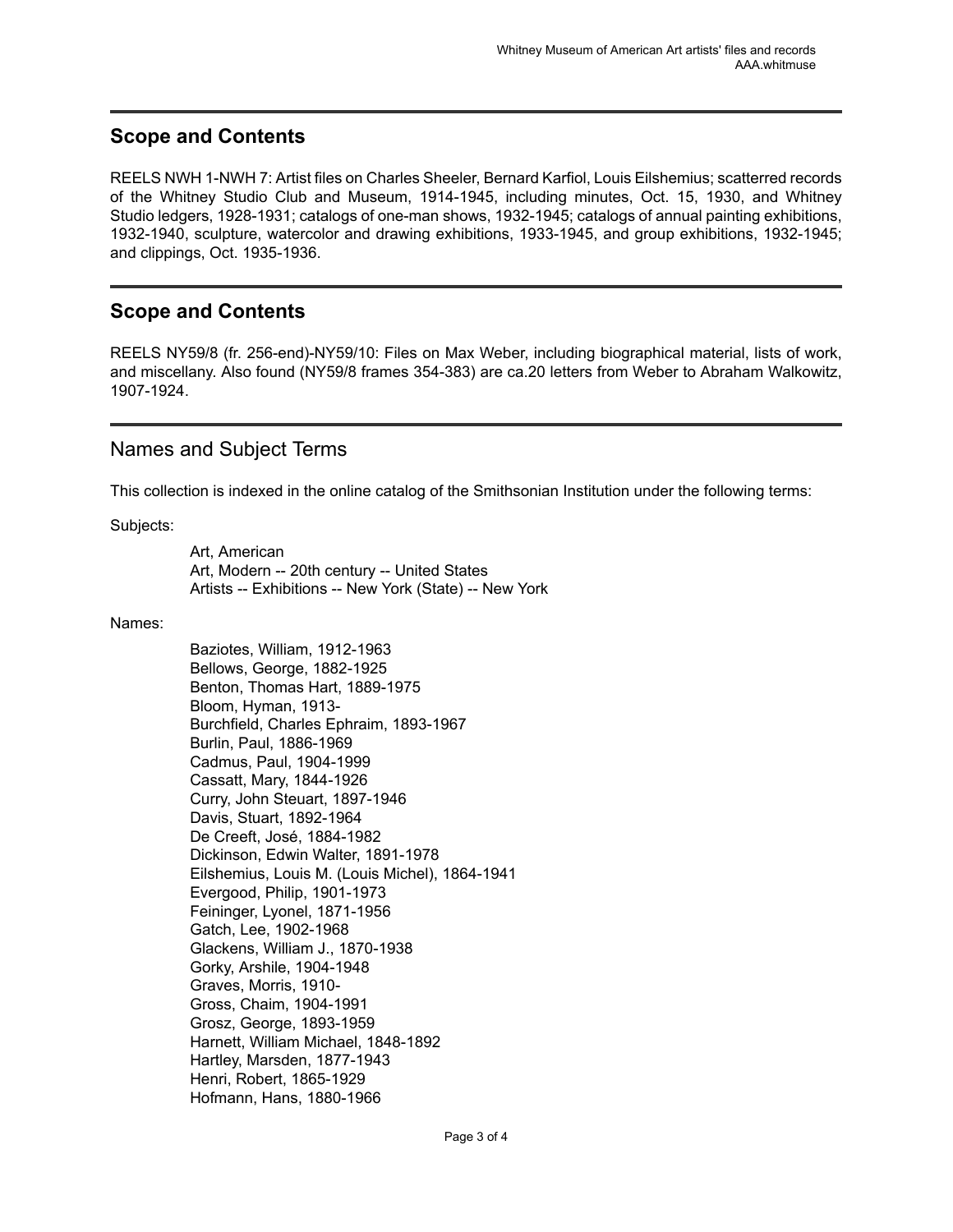## Scope and Contents

REELS NWH 1-NWH 7: Artist files on Charles Sheeler, Bernard Karfiol, Louis Eilshemius; scatterred records of the Whitney Studio Club and Museum, 1914-1945, including minutes, Oct. 15, 1930, and Whitney Studio ledgers, 1928-1931; catalogs of one-man shows, 1932-1945; catalogs of annual painting exhibitions, 1932-1940, sculpture, watercolor and drawing exhibitions, 1933-1945, and group exhibitions, 1932-1945; and clippings, Oct. 1935-1936.

## Scope and Contents

REELS NY59/8 (fr. 256-end)-NY59/10: Files on Max Weber, including biographical material, lists of work, and miscellany. Also found (NY59/8 frames 354-383) are ca.20 letters from Weber to Abraham Walkowitz, 1907-1924.

## Names and Subject Terms

This collection is indexed in the online catalog of the Smithsonian Institution under the following terms:

Subjects:

- Art, American
- Art, Modern -- 20th century -- United States
- Artists -- Exhibitions -- New York (State) -- New York

Names:

- Baziotes, William, 1912-1963
- Bellows, George, 1882-1925
- Benton, Thomas Hart, 1889-1975
- Bloom, Hyman, 1913-
- Burchfield, Charles Ephraim, 1893-1967
- Burlin, Paul, 1886-1969
- Cadmus, Paul, 1904-1999
- Cassatt, Mary, 1844-1926
- Curry, John Steuart, 1897-1946
- Davis, Stuart, 1892-1964
- De Creeft, José, 1884-1982
- Dickinson, Edwin Walter, 1891-1978
- Eilshemius, Louis M. (Louis Michel), 1864-1941
- Evergood, Philip, 1901-1973
- Feininger, Lyonel, 1871-1956
- Gatch, Lee, 1902-1968
- Glackens, William J., 1870-1938
- Gorky, Arshile, 1904-1948
- Graves, Morris, 1910-
- Gross, Chaim, 1904-1991
- Grosz, George, 1893-1959
- Harnett, William Michael, 1848-1892
- Hartley, Marsden, 1877-1943
- Henri, Robert, 1865-1929
- Hofmann, Hans, 1880-1966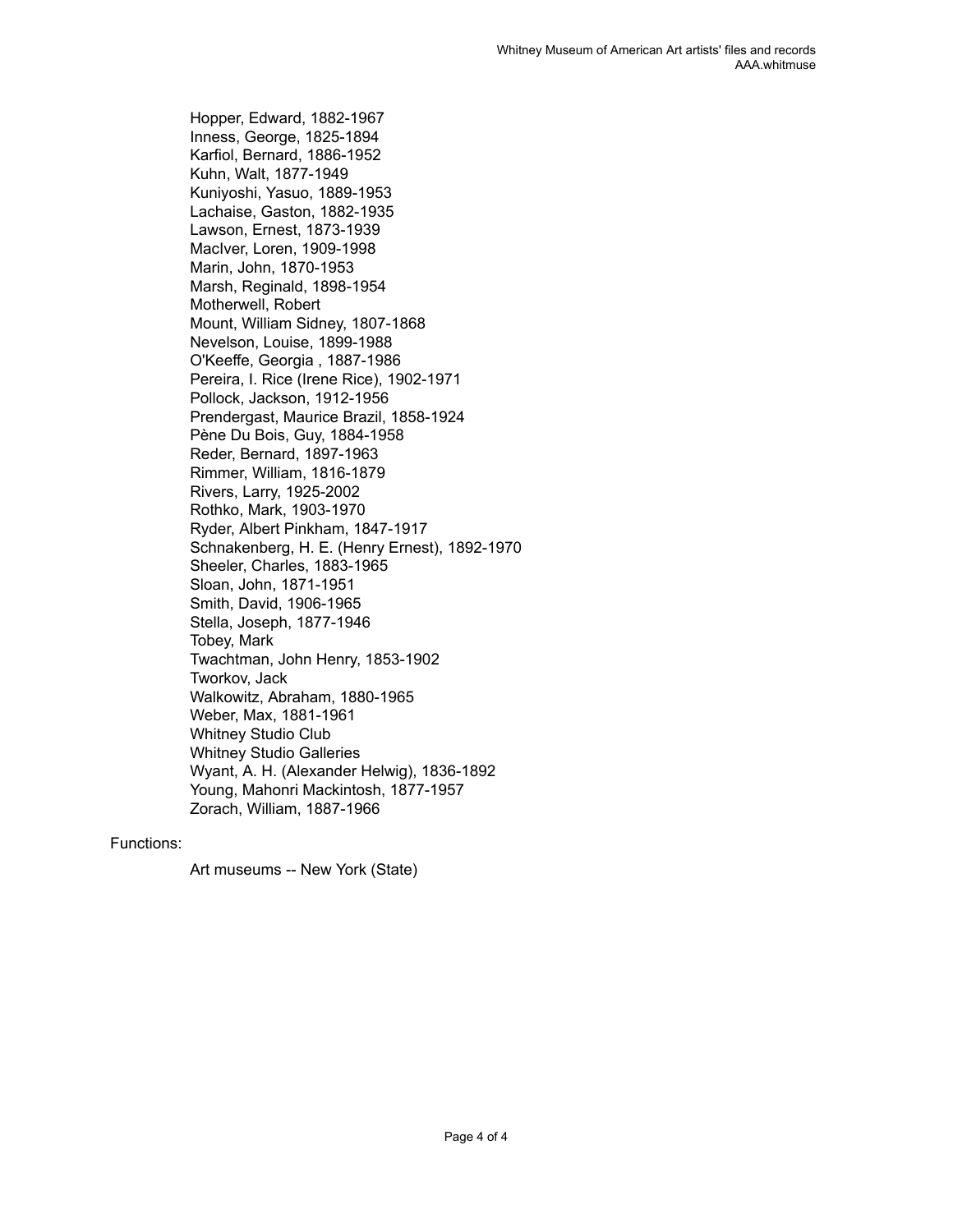Hopper, Edward, 1882-1967
Inness, George, 1825-1894
Karfiol, Bernard, 1886-1952
Kuhn, Walt, 1877-1949
Kuniyoshi, Yasuo, 1889-1953
Lachaise, Gaston, 1882-1935
Lawson, Ernest, 1873-1939
MacIver, Loren, 1909-1998
Marin, John, 1870-1953
Marsh, Reginald, 1898-1954
Motherwell, Robert
Mount, William Sidney, 1807-1868
Nevelson, Louise, 1899-1988
O'Keeffe, Georgia , 1887-1986
Pereira, I. Rice (Irene Rice), 1902-1971
Pollock, Jackson, 1912-1956
Prendergast, Maurice Brazil, 1858-1924
Pène Du Bois, Guy, 1884-1958
Reder, Bernard, 1897-1963
Rimmer, William, 1816-1879
Rivers, Larry, 1925-2002
Rothko, Mark, 1903-1970
Ryder, Albert Pinkham, 1847-1917
Schnakenberg, H. E. (Henry Ernest), 1892-1970
Sheeler, Charles, 1883-1965
Sloan, John, 1871-1951
Smith, David, 1906-1965
Stella, Joseph, 1877-1946
Tobey, Mark
Twachtman, John Henry, 1853-1902
Tworkov, Jack
Walkowitz, Abraham, 1880-1965
Weber, Max, 1881-1961
Whitney Studio Club
Whitney Studio Galleries
Wyant, A. H. (Alexander Helwig), 1836-1892
Young, Mahonri Mackintosh, 1877-1957
Zorach, William, 1887-1966

Functions:

Art museums -- New York (State)